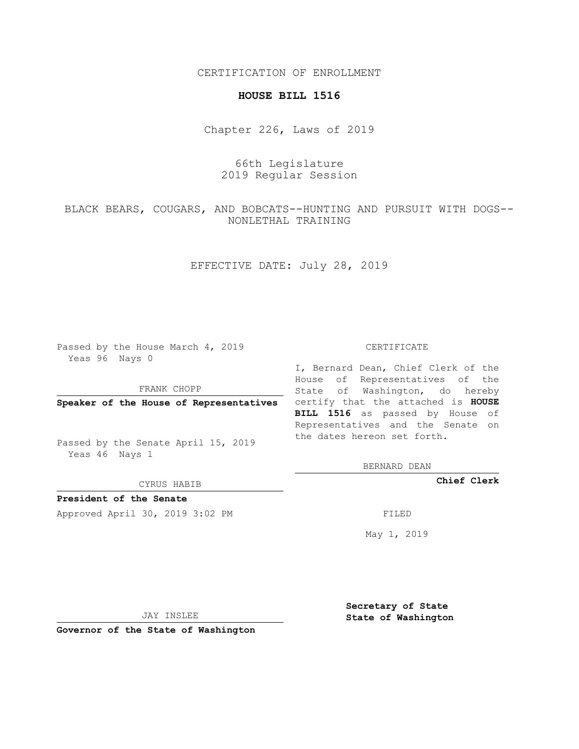CERTIFICATION OF ENROLLMENT

**HOUSE BILL 1516**

Chapter 226, Laws of 2019

66th Legislature
2019 Regular Session

BLACK BEARS, COUGARS, AND BOBCATS--HUNTING AND PURSUIT WITH DOGS--NONLETHAL TRAINING

EFFECTIVE DATE: July 28, 2019

Passed by the House March 4, 2019
Yeas 96 Nays 0

FRANK CHOPP

**Speaker of the House of Representatives**

Passed by the Senate April 15, 2019
Yeas 46 Nays 1

CYRUS HABIB

**President of the Senate**

Approved April 30, 2019 3:02 PM

JAY INSLEE

**Governor of the State of Washington**

CERTIFICATE

I, Bernard Dean, Chief Clerk of the House of Representatives of the State of Washington, do hereby certify that the attached is **HOUSE BILL 1516** as passed by House of Representatives and the Senate on the dates hereon set forth.

BERNARD DEAN

**Chief Clerk**

FILED

May 1, 2019

**Secretary of State**
**State of Washington**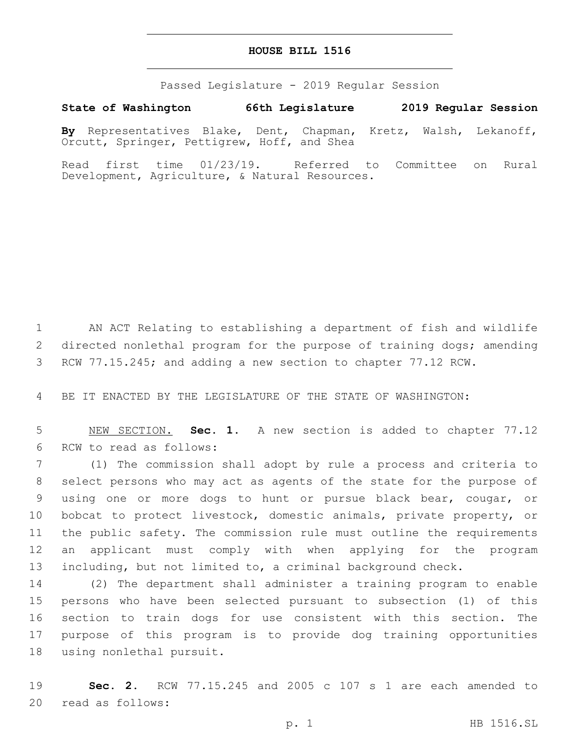# HOUSE BILL 1516

Passed Legislature - 2019 Regular Session

**State of Washington 66th Legislature 2019 Regular Session**

**By** Representatives Blake, Dent, Chapman, Kretz, Walsh, Lekanoff, Orcutt, Springer, Pettigrew, Hoff, and Shea

Read first time 01/23/19. Referred to Committee on Rural Development, Agriculture, & Natural Resources.

1 AN ACT Relating to establishing a department of fish and wildlife
2 directed nonlethal program for the purpose of training dogs; amending
3 RCW 77.15.245; and adding a new section to chapter 77.12 RCW.

4 BE IT ENACTED BY THE LEGISLATURE OF THE STATE OF WASHINGTON:

5 NEW SECTION. **Sec. 1.** A new section is added to chapter 77.12
6 RCW to read as follows:

7 (1) The commission shall adopt by rule a process and criteria to
8 select persons who may act as agents of the state for the purpose of
9 using one or more dogs to hunt or pursue black bear, cougar, or
10 bobcat to protect livestock, domestic animals, private property, or
11 the public safety. The commission rule must outline the requirements
12 an applicant must comply with when applying for the program
13 including, but not limited to, a criminal background check.

14 (2) The department shall administer a training program to enable
15 persons who have been selected pursuant to subsection (1) of this
16 section to train dogs for use consistent with this section. The
17 purpose of this program is to provide dog training opportunities
18 using nonlethal pursuit.

19 **Sec. 2.** RCW 77.15.245 and 2005 c 107 s 1 are each amended to
20 read as follows: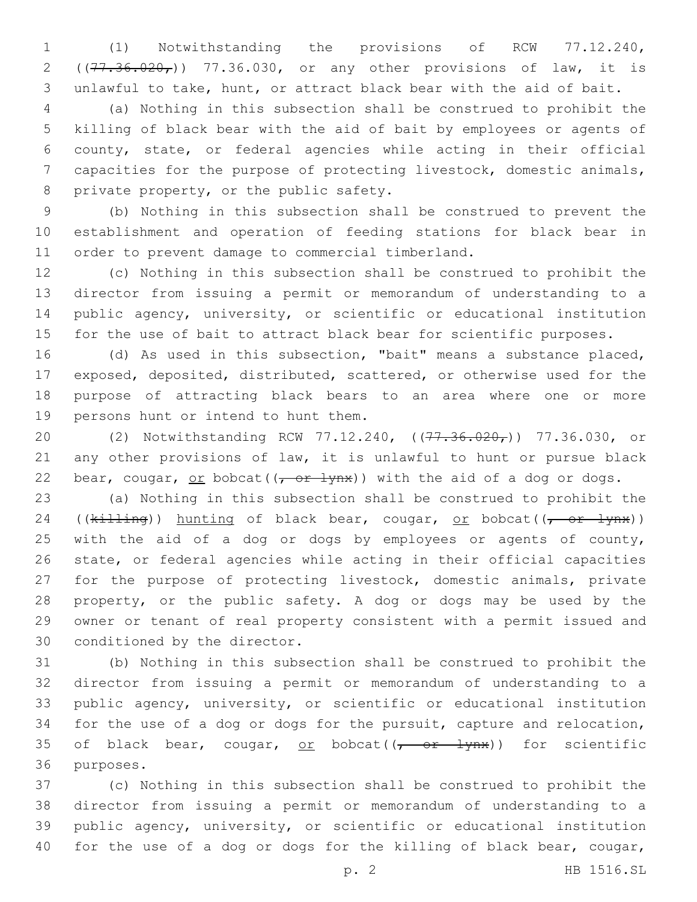(1) Notwithstanding the provisions of RCW 77.12.240, ((~~77.36.020,~~)) 77.36.030, or any other provisions of law, it is unlawful to take, hunt, or attract black bear with the aid of bait.

(a) Nothing in this subsection shall be construed to prohibit the killing of black bear with the aid of bait by employees or agents of county, state, or federal agencies while acting in their official capacities for the purpose of protecting livestock, domestic animals, private property, or the public safety.

(b) Nothing in this subsection shall be construed to prevent the establishment and operation of feeding stations for black bear in order to prevent damage to commercial timberland.

(c) Nothing in this subsection shall be construed to prohibit the director from issuing a permit or memorandum of understanding to a public agency, university, or scientific or educational institution for the use of bait to attract black bear for scientific purposes.

(d) As used in this subsection, "bait" means a substance placed, exposed, deposited, distributed, scattered, or otherwise used for the purpose of attracting black bears to an area where one or more persons hunt or intend to hunt them.

(2) Notwithstanding RCW 77.12.240, ((~~77.36.020,~~)) 77.36.030, or any other provisions of law, it is unlawful to hunt or pursue black bear, cougar, <u>or</u> bobcat((~~, or lynx~~)) with the aid of a dog or dogs.

(a) Nothing in this subsection shall be construed to prohibit the ((~~killing~~)) <u>hunting</u> of black bear, cougar, <u>or</u> bobcat((~~, or lynx~~)) with the aid of a dog or dogs by employees or agents of county, state, or federal agencies while acting in their official capacities for the purpose of protecting livestock, domestic animals, private property, or the public safety. A dog or dogs may be used by the owner or tenant of real property consistent with a permit issued and conditioned by the director.

(b) Nothing in this subsection shall be construed to prohibit the director from issuing a permit or memorandum of understanding to a public agency, university, or scientific or educational institution for the use of a dog or dogs for the pursuit, capture and relocation, of black bear, cougar, <u>or</u> bobcat((~~, or lynx~~)) for scientific purposes.

(c) Nothing in this subsection shall be construed to prohibit the director from issuing a permit or memorandum of understanding to a public agency, university, or scientific or educational institution for the use of a dog or dogs for the killing of black bear, cougar,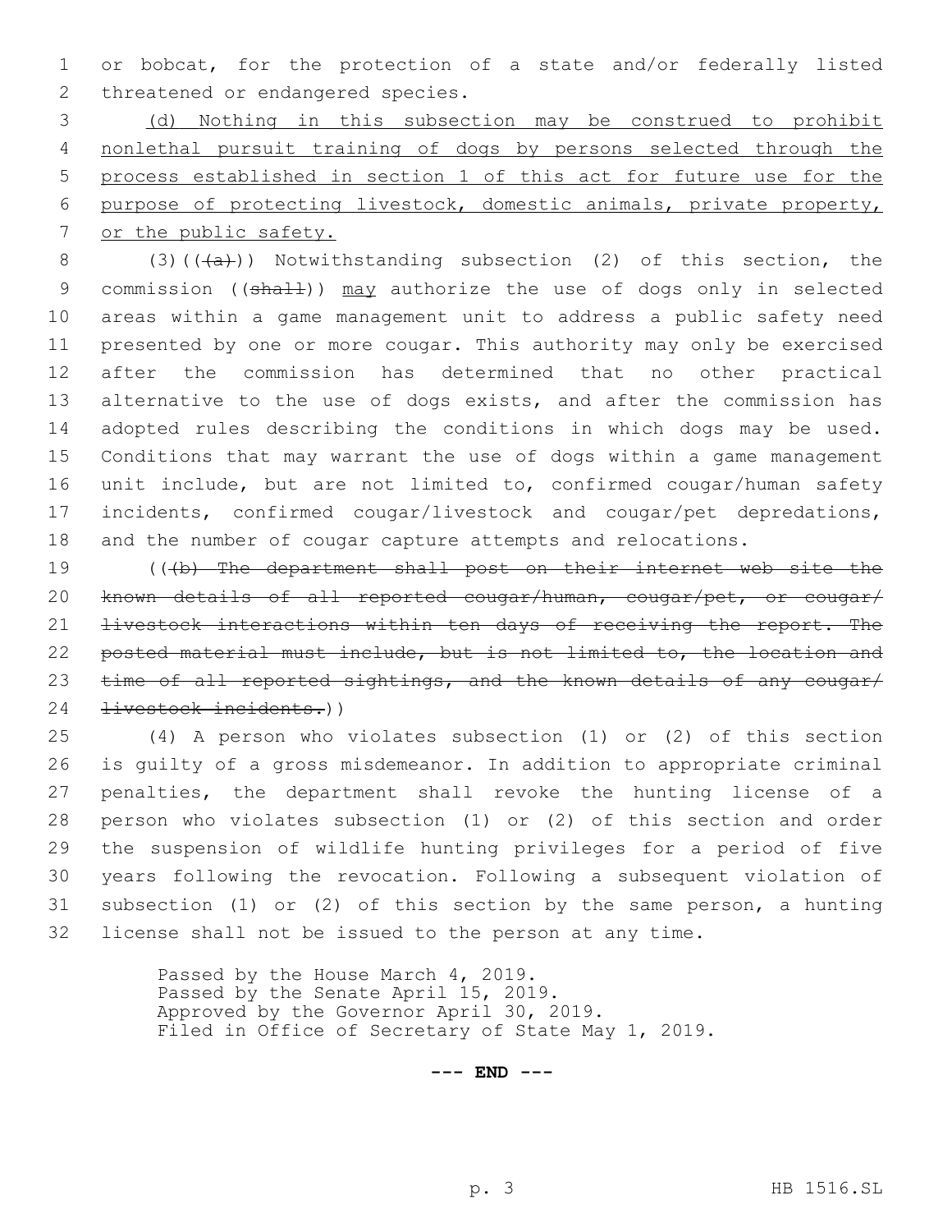or bobcat, for the protection of a state and/or federally listed threatened or endangered species.

(d) Nothing in this subsection may be construed to prohibit nonlethal pursuit training of dogs by persons selected through the process established in section 1 of this act for future use for the purpose of protecting livestock, domestic animals, private property, or the public safety.

(3)(((a))) Notwithstanding subsection (2) of this section, the commission ((shall)) may authorize the use of dogs only in selected areas within a game management unit to address a public safety need presented by one or more cougar. This authority may only be exercised after the commission has determined that no other practical alternative to the use of dogs exists, and after the commission has adopted rules describing the conditions in which dogs may be used. Conditions that may warrant the use of dogs within a game management unit include, but are not limited to, confirmed cougar/human safety incidents, confirmed cougar/livestock and cougar/pet depredations, and the number of cougar capture attempts and relocations.

(((b) The department shall post on their internet web site the known details of all reported cougar/human, cougar/pet, or cougar/livestock interactions within ten days of receiving the report. The posted material must include, but is not limited to, the location and time of all reported sightings, and the known details of any cougar/livestock incidents.))

(4) A person who violates subsection (1) or (2) of this section is guilty of a gross misdemeanor. In addition to appropriate criminal penalties, the department shall revoke the hunting license of a person who violates subsection (1) or (2) of this section and order the suspension of wildlife hunting privileges for a period of five years following the revocation. Following a subsequent violation of subsection (1) or (2) of this section by the same person, a hunting license shall not be issued to the person at any time.

Passed by the House March 4, 2019.
Passed by the Senate April 15, 2019.
Approved by the Governor April 30, 2019.
Filed in Office of Secretary of State May 1, 2019.

**--- END ---**